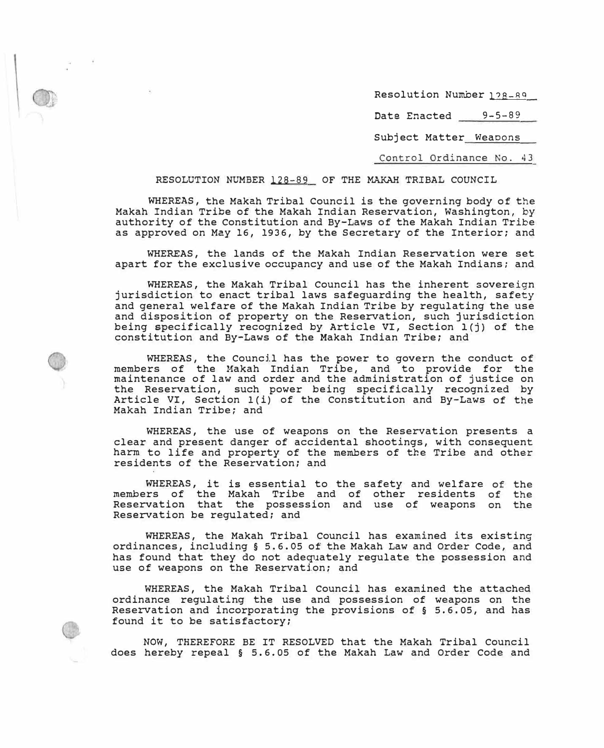Resolution Number 128-89

Date Enacted 9-5-89

Subject Matter Weapons

Control Ordinance No. 43

RESOLUTION NUMBER 128-89 OF THE MAKAH TRIBAL COUNCIL

WHEREAS, the Makah Tribal Council is the governing body of the Makah Indian Tribe of the Makah Indian Reservation, Washington, by authority of the Constitution and By-Laws of the Makah Indian Tribe as approved on May 16, 1936, by the Secretary of the Interior; and

WHEREAS, the lands of the Makah Indian Reservation were set apart for the exclusive occupancy and use of the Makah Indians; and

WHEREAS, the Makah Tribal Council has the inherent sovereign jurisdiction to enact tribal laws safeguarding the health, safety and general welfare of the Makah Indian Tribe by regulating the use and disposition of property on the Reservation, such jurisdiction being specifically recognized by Article VI, Section 1(j) of the constitution and By-Laws of the Makah Indian Tribe; and

WHEREAS, the Council has the power to govern the conduct of members of the Makah Indian Tribe, and to provide for the maintenance of law and order and the administration of justice on the Reservation, such power being specifically recognized by Article VI, Section 1(i) of the Constitution and By-Laws of the Makah Indian Tribe; and

WHEREAS, the use of weapons on the Reservation presents a clear and present danger of accidental shootings, with consequent harm to life and property of the members of the Tribe and other residents of the Reservation; and

WHEREAS, it is essential to the safety and welfare of the members of the Makah Tribe and of other residents of the Reservation that the possession and use of weapons on the Reservation be regulated; and

WHEREAS, the Makah Tribal Council has examined its existing ordinances, including § 5.6.05 of the Makah Law and Order Code, and has found that they do not adequately regulate the possession and use of weapons on the Reservation; and

WHEREAS, the Makah Tribal Council has examined the attached ordinance regulating the use and possession of weapons on the Reservation and incorporating the provisions of § 5.6.05, and has found it to be satisfactory;

NOW, THEREFORE BE IT RESOLVED that the Makah Tribal Council does hereby repeal § 5.6.05 of the Makah Law and Order Code and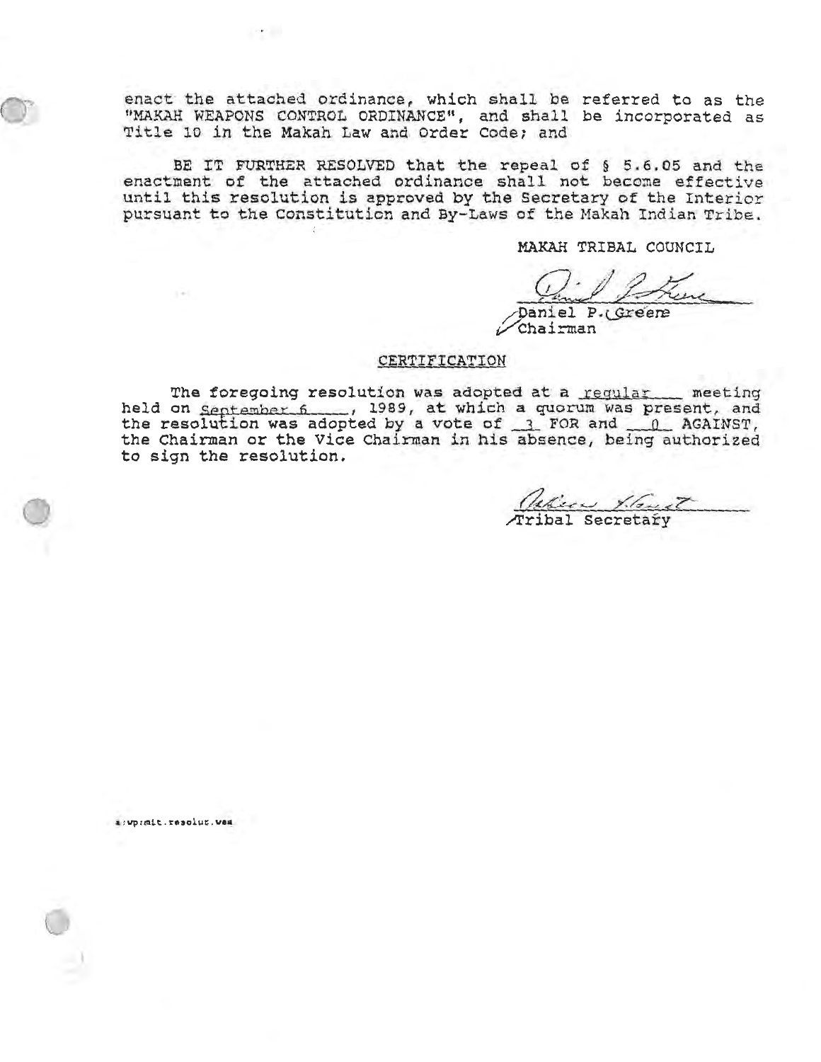enact the attached ordinance, which shall be referred to as the "MAKAH WEAPONS CONTROL ORDINANCE", and shall be incorporated as Title 10 in the Makah Law and Order Code; and

BE IT FURTHER RESOLVED that the repeal of § 5.6.05 and the enactment of the attached ordinance shall not become effective until this resolution is approved by the Secretary of the Interior pursuant to the Constitution and By-Laws of the Makah Indian Tribe.

MAKAH TRIBAL COUNCIL

Daniel P. Greene
Chairman

## CERTIFICATION

The foregoing resolution was adopted at a regular meeting held on September 6, 1989, at which a quorum was present, and the resolution was adopted by a vote of 3 FOR and 0 AGAINST, the Chairman or the Vice Chairman in his absence, being authorized to sign the resolution.

Tribal Secretary

a:wp:mlt.resolut.wea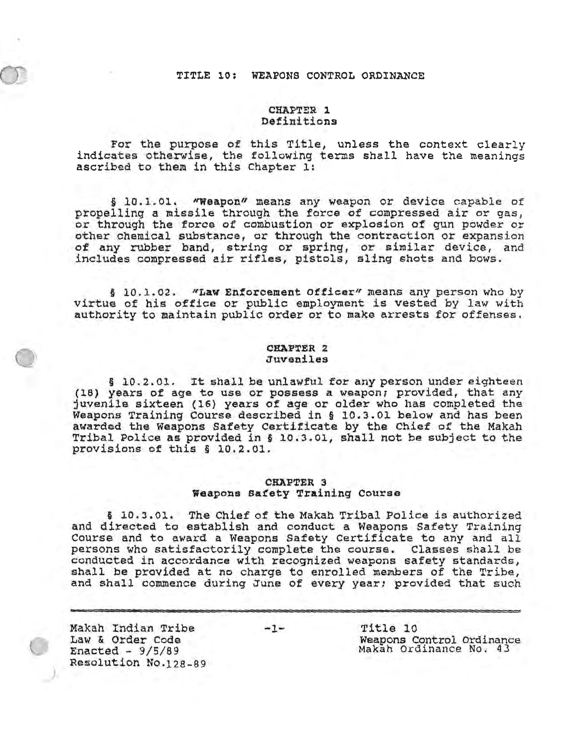# TITLE 10: WEAPONS CONTROL ORDINANCE

## CHAPTER 1
### Definitions

For the purpose of this Title, unless the context clearly indicates otherwise, the following terms shall have the meanings ascribed to them in this Chapter 1:

§ 10.1.01. **"Weapon"** means any weapon or device capable of propelling a missile through the force of compressed air or gas, or through the force of combustion or explosion of gun powder or other chemical substance, or through the contraction or expansion of any rubber band, string or spring, or similar device, and includes compressed air rifles, pistols, sling shots and bows.

§ 10.1.02. **"Law Enforcement Officer"** means any person who by virtue of his office or public employment is vested by law with authority to maintain public order or to make arrests for offenses.

## CHAPTER 2
### Juveniles

§ 10.2.01. It shall be unlawful for any person under eighteen (18) years of age to use or possess a weapon; provided, that any juvenile sixteen (16) years of age or older who has completed the Weapons Training Course described in § 10.3.01 below and has been awarded the Weapons Safety Certificate by the Chief of the Makah Tribal Police as provided in § 10.3.01, shall not be subject to the provisions of this § 10.2.01.

## CHAPTER 3
### Weapons Safety Training Course

§ 10.3.01. The Chief of the Makah Tribal Police is authorized and directed to establish and conduct a Weapons Safety Training Course and to award a Weapons Safety Certificate to any and all persons who satisfactorily complete the course. Classes shall be conducted in accordance with recognized weapons safety standards, shall be provided at no charge to enrolled members of the Tribe, and shall commence during June of every year; provided that such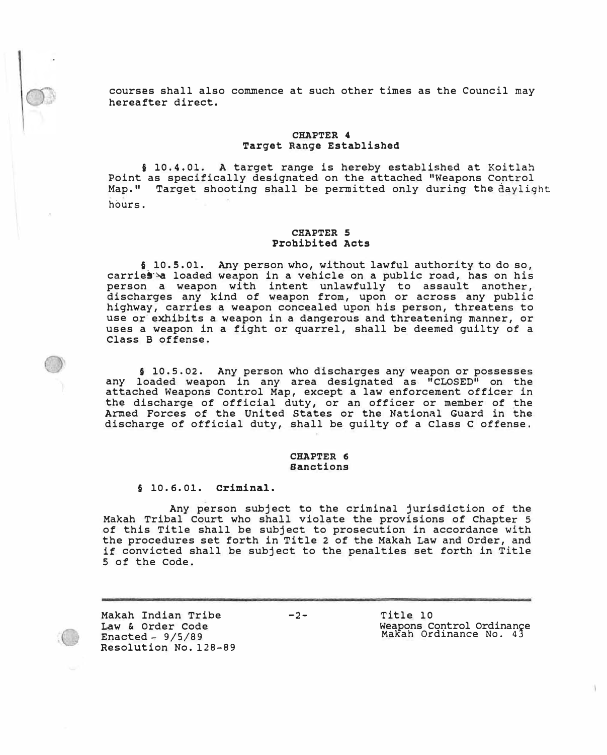courses shall also commence at such other times as the Council may hereafter direct.

## CHAPTER 4
## Target Range Established

§ 10.4.01. A target range is hereby established at Koitlah Point as specifically designated on the attached "Weapons Control Map." Target shooting shall be permitted only during the daylight hours.

## CHAPTER 5
## Prohibited Acts

§ 10.5.01. Any person who, without lawful authority to do so, carries a loaded weapon in a vehicle on a public road, has on his person a weapon with intent unlawfully to assault another, discharges any kind of weapon from, upon or across any public highway, carries a weapon concealed upon his person, threatens to use or exhibits a weapon in a dangerous and threatening manner, or uses a weapon in a fight or quarrel, shall be deemed guilty of a Class B offense.

§ 10.5.02. Any person who discharges any weapon or possesses any loaded weapon in any area designated as "CLOSED" on the attached Weapons Control Map, except a law enforcement officer in the discharge of official duty, or an officer or member of the Armed Forces of the United States or the National Guard in the discharge of official duty, shall be guilty of a Class C offense.

## CHAPTER 6
## Sanctions

**§ 10.6.01. Criminal.**

Any person subject to the criminal jurisdiction of the Makah Tribal Court who shall violate the provisions of Chapter 5 of this Title shall be subject to prosecution in accordance with the procedures set forth in Title 2 of the Makah Law and Order, and if convicted shall be subject to the penalties set forth in Title 5 of the Code.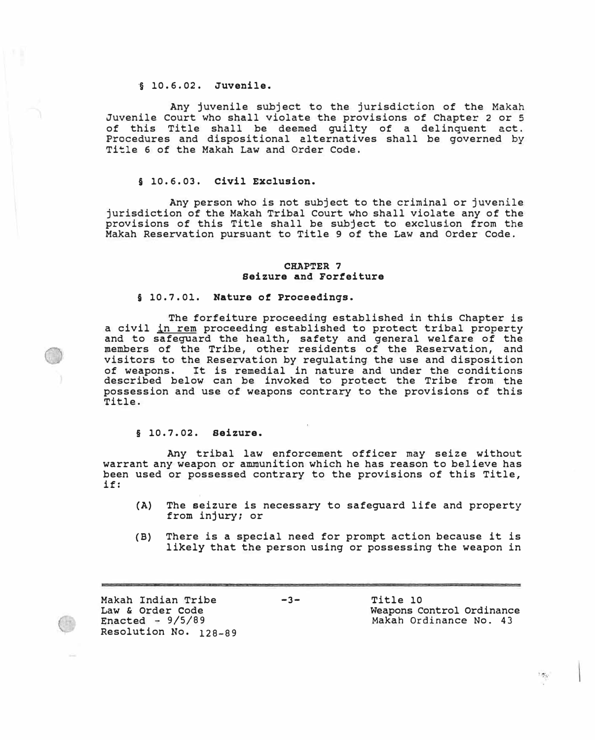### § 10.6.02. Juvenile.

Any juvenile subject to the jurisdiction of the Makah Juvenile Court who shall violate the provisions of Chapter 2 or 5 of this Title shall be deemed guilty of a delinquent act. Procedures and dispositional alternatives shall be governed by Title 6 of the Makah Law and Order Code.

### § 10.6.03. Civil Exclusion.

Any person who is not subject to the criminal or juvenile jurisdiction of the Makah Tribal Court who shall violate any of the provisions of this Title shall be subject to exclusion from the Makah Reservation pursuant to Title 9 of the Law and Order Code.

## CHAPTER 7
## Seizure and Forfeiture

### § 10.7.01. Nature of Proceedings.

The forfeiture proceeding established in this Chapter is a civil in rem proceeding established to protect tribal property and to safeguard the health, safety and general welfare of the members of the Tribe, other residents of the Reservation, and visitors to the Reservation by regulating the use and disposition of weapons. It is remedial in nature and under the conditions described below can be invoked to protect the Tribe from the possession and use of weapons contrary to the provisions of this Title.

### § 10.7.02. Seizure.

Any tribal law enforcement officer may seize without warrant any weapon or ammunition which he has reason to believe has been used or possessed contrary to the provisions of this Title, if:

(A) The seizure is necessary to safeguard life and property from injury; or

(B) There is a special need for prompt action because it is likely that the person using or possessing the weapon in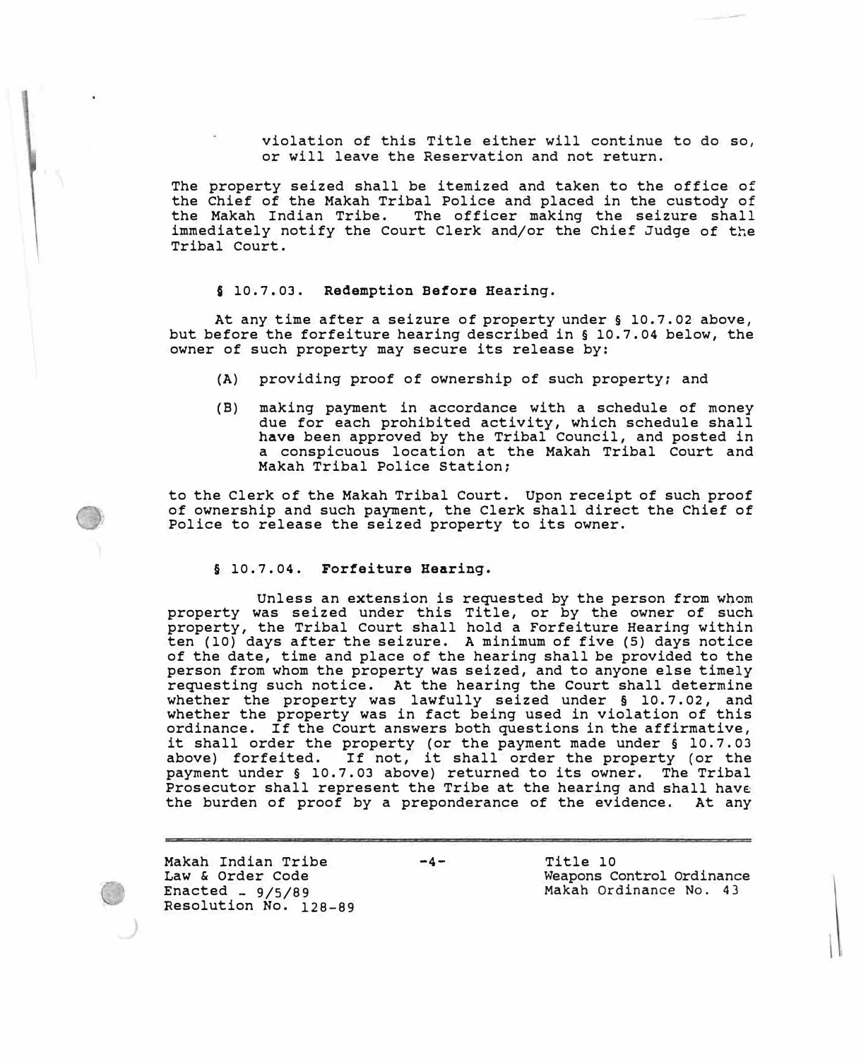violation of this Title either will continue to do so, or will leave the Reservation and not return.

The property seized shall be itemized and taken to the office of the Chief of the Makah Tribal Police and placed in the custody of the Makah Indian Tribe. The officer making the seizure shall immediately notify the Court Clerk and/or the Chief Judge of the Tribal Court.

### § 10.7.03. **Redemption Before Hearing.**

At any time after a seizure of property under § 10.7.02 above, but before the forfeiture hearing described in § 10.7.04 below, the owner of such property may secure its release by:

(A) providing proof of ownership of such property; and

(B) making payment in accordance with a schedule of money due for each prohibited activity, which schedule shall have been approved by the Tribal Council, and posted in a conspicuous location at the Makah Tribal Court and Makah Tribal Police Station;

to the Clerk of the Makah Tribal Court. Upon receipt of such proof of ownership and such payment, the Clerk shall direct the Chief of Police to release the seized property to its owner.

### § 10.7.04. **Forfeiture Hearing.**

Unless an extension is requested by the person from whom property was seized under this Title, or by the owner of such property, the Tribal Court shall hold a Forfeiture Hearing within ten (10) days after the seizure. A minimum of five (5) days notice of the date, time and place of the hearing shall be provided to the person from whom the property was seized, and to anyone else timely requesting such notice. At the hearing the Court shall determine whether the property was lawfully seized under § 10.7.02, and whether the property was in fact being used in violation of this ordinance. If the Court answers both questions in the affirmative, it shall order the property (or the payment made under § 10.7.03 above) forfeited. If not, it shall order the property (or the payment under § 10.7.03 above) returned to its owner. The Tribal Prosecutor shall represent the Tribe at the hearing and shall have the burden of proof by a preponderance of the evidence. At any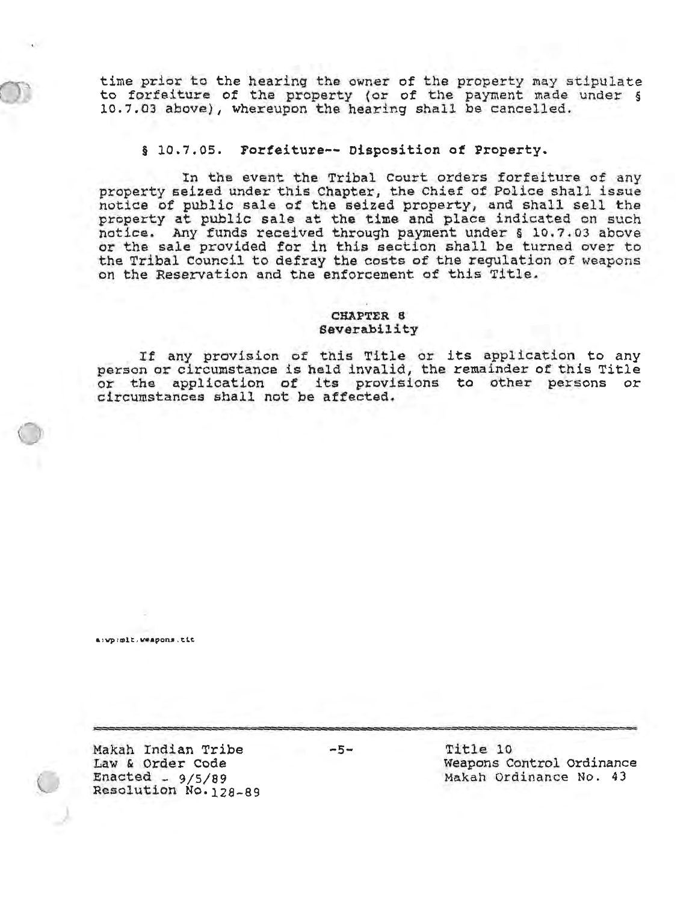time prior to the hearing the owner of the property may stipulate to forfeiture of the property (or of the payment made under § 10.7.03 above), whereupon the hearing shall be cancelled.

### § 10.7.05. Forfeiture-- Disposition of Property.

In the event the Tribal Court orders forfeiture of any property seized under this Chapter, the Chief of Police shall issue notice of public sale of the seized property, and shall sell the property at public sale at the time and place indicated on such notice. Any funds received through payment under § 10.7.03 above or the sale provided for in this section shall be turned over to the Tribal Council to defray the costs of the regulation of weapons on the Reservation and the enforcement of this Title.

## CHAPTER 8
## Severability

If any provision of this Title or its application to any person or circumstance is held invalid, the remainder of this Title or the application of its provisions to other persons or circumstances shall not be affected.

a:wp:mlt.weapons.ttc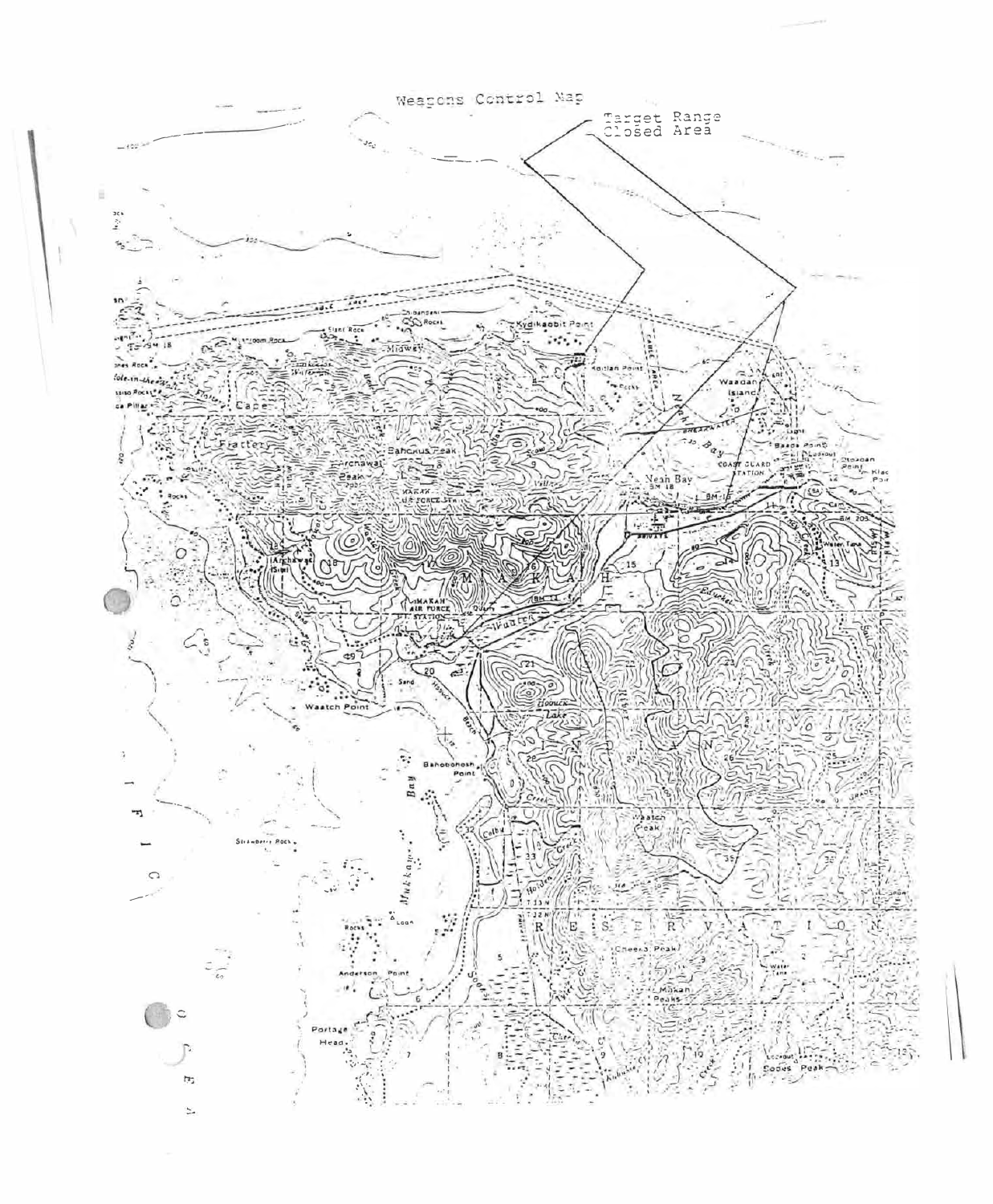Weapons Control Map

Target Range
Closed Area